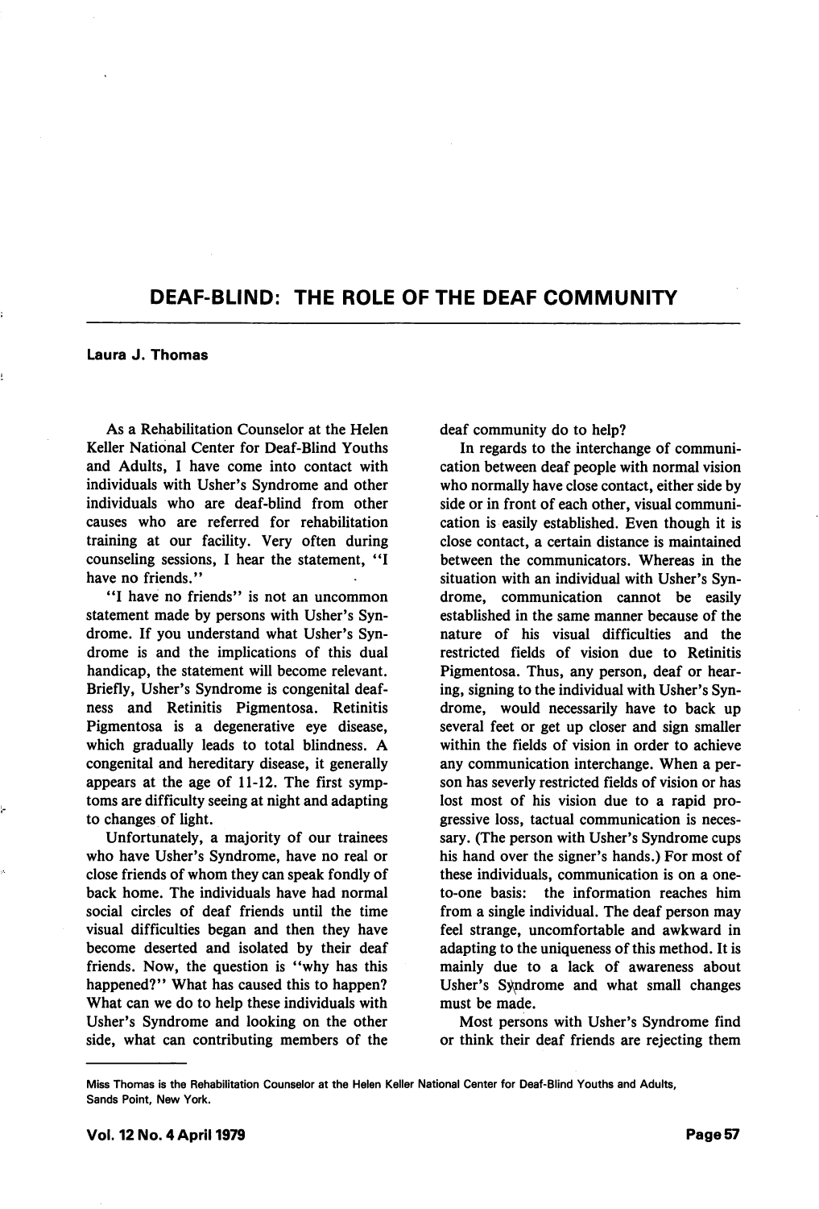# DEAF-BLIND: THE ROLE OF THE DEAF COMMUNITY

**Laura J. Thomas**

As a Rehabilitation Counselor at the Helen Keller National Center for Deaf-Blind Youths and Adults, I have come into contact with individuals with Usher's Syndrome and other individuals who are deaf-blind from other causes who are referred for rehabilitation training at our facility. Very often during counseling sessions, I hear the statement, "I have no friends."

"I have no friends" is not an uncommon statement made by persons with Usher's Syndrome. If you understand what Usher's Syndrome is and the implications of this dual handicap, the statement will become relevant. Briefly, Usher's Syndrome is congenital deafness and Retinitis Pigmentosa. Retinitis Pigmentosa is a degenerative eye disease, which gradually leads to total blindness. A congenital and hereditary disease, it generally appears at the age of 11-12. The first symptoms are difficulty seeing at night and adapting to changes of light.

Unfortunately, a majority of our trainees who have Usher's Syndrome, have no real or close friends of whom they can speak fondly of back home. The individuals have had normal social circles of deaf friends until the time visual difficulties began and then they have become deserted and isolated by their deaf friends. Now, the question is "why has this happened?" What has caused this to happen? What can we do to help these individuals with Usher's Syndrome and looking on the other side, what can contributing members of the deaf community do to help?

In regards to the interchange of communication between deaf people with normal vision who normally have close contact, either side by side or in front of each other, visual communication is easily established. Even though it is close contact, a certain distance is maintained between the communicators. Whereas in the situation with an individual with Usher's Syndrome, communication cannot be easily established in the same manner because of the nature of his visual difficulties and the restricted fields of vision due to Retinitis Pigmentosa. Thus, any person, deaf or hearing, signing to the individual with Usher's Syndrome, would necessarily have to back up several feet or get up closer and sign smaller within the fields of vision in order to achieve any communication interchange. When a person has severly restricted fields of vision or has lost most of his vision due to a rapid progressive loss, tactual communication is necessary. (The person with Usher's Syndrome cups his hand over the signer's hands.) For most of these individuals, communication is on a one-to-one basis: the information reaches him from a single individual. The deaf person may feel strange, uncomfortable and awkward in adapting to the uniqueness of this method. It is mainly due to a lack of awareness about Usher's Syndrome and what small changes must be made.

Most persons with Usher's Syndrome find or think their deaf friends are rejecting them

---

Miss Thomas is the Rehabilitation Counselor at the Helen Keller National Center for Deaf-Blind Youths and Adults, Sands Point, New York.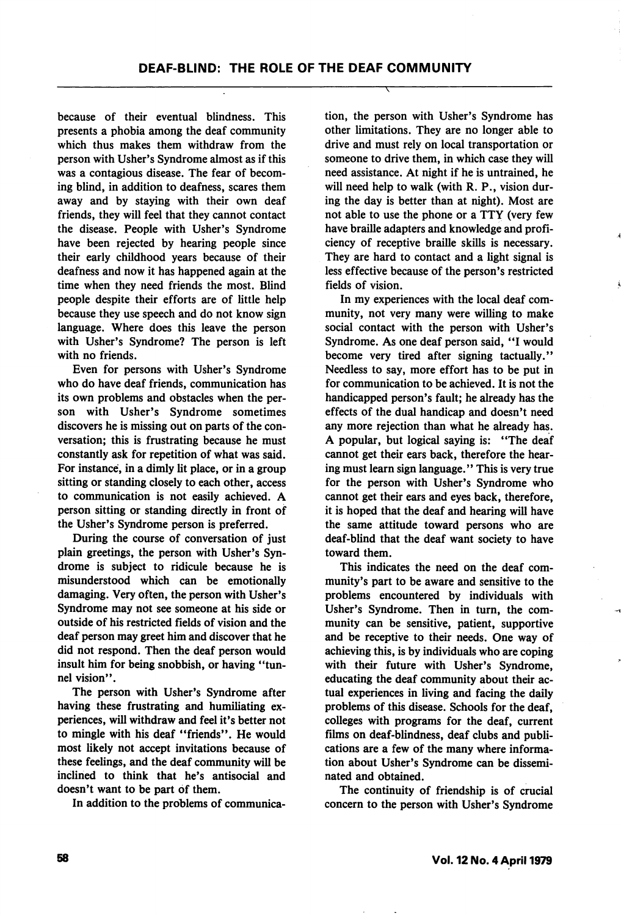because of their eventual blindness. This presents a phobia among the deaf community which thus makes them withdraw from the person with Usher's Syndrome almost as if this was a contagious disease. The fear of becoming blind, in addition to deafness, scares them away and by staying with their own deaf friends, they will feel that they cannot contact the disease. People with Usher's Syndrome have been rejected by hearing people since their early childhood years because of their deafness and now it has happened again at the time when they need friends the most. Blind people despite their efforts are of little help because they use speech and do not know sign language. Where does this leave the person with Usher's Syndrome? The person is left with no friends.

Even for persons with Usher's Syndrome who do have deaf friends, communication has its own problems and obstacles when the person with Usher's Syndrome sometimes discovers he is missing out on parts of the conversation; this is frustrating because he must constantly ask for repetition of what was said. For instance, in a dimly lit place, or in a group sitting or standing closely to each other, access to communication is not easily achieved. A person sitting or standing directly in front of the Usher's Syndrome person is preferred.

During the course of conversation of just plain greetings, the person with Usher's Syndrome is subject to ridicule because he is misunderstood which can be emotionally damaging. Very often, the person with Usher's Syndrome may not see someone at his side or outside of his restricted fields of vision and the deaf person may greet him and discover that he did not respond. Then the deaf person would insult him for being snobbish, or having "tunnel vision".

The person with Usher's Syndrome after having these frustrating and humiliating experiences, will withdraw and feel it's better not to mingle with his deaf "friends". He would most likely not accept invitations because of these feelings, and the deaf community will be inclined to think that he's antisocial and doesn't want to be part of them.

In addition to the problems of communication, the person with Usher's Syndrome has other limitations. They are no longer able to drive and must rely on local transportation or someone to drive them, in which case they will need assistance. At night if he is untrained, he will need help to walk (with R. P., vision during the day is better than at night). Most are not able to use the phone or a TTY (very few have braille adapters and knowledge and proficiency of receptive braille skills is necessary. They are hard to contact and a light signal is less effective because of the person's restricted fields of vision.

In my experiences with the local deaf community, not very many were willing to make social contact with the person with Usher's Syndrome. As one deaf person said, "I would become very tired after signing tactually." Needless to say, more effort has to be put in for communication to be achieved. It is not the handicapped person's fault; he already has the effects of the dual handicap and doesn't need any more rejection than what he already has. A popular, but logical saying is: "The deaf cannot get their ears back, therefore the hearing must learn sign language." This is very true for the person with Usher's Syndrome who cannot get their ears and eyes back, therefore, it is hoped that the deaf and hearing will have the same attitude toward persons who are deaf-blind that the deaf want society to have toward them.

This indicates the need on the deaf community's part to be aware and sensitive to the problems encountered by individuals with Usher's Syndrome. Then in turn, the community can be sensitive, patient, supportive and be receptive to their needs. One way of achieving this, is by individuals who are coping with their future with Usher's Syndrome, educating the deaf community about their actual experiences in living and facing the daily problems of this disease. Schools for the deaf, colleges with programs for the deaf, current films on deaf-blindness, deaf clubs and publications are a few of the many where information about Usher's Syndrome can be disseminated and obtained.

The continuity of friendship is of crucial concern to the person with Usher's Syndrome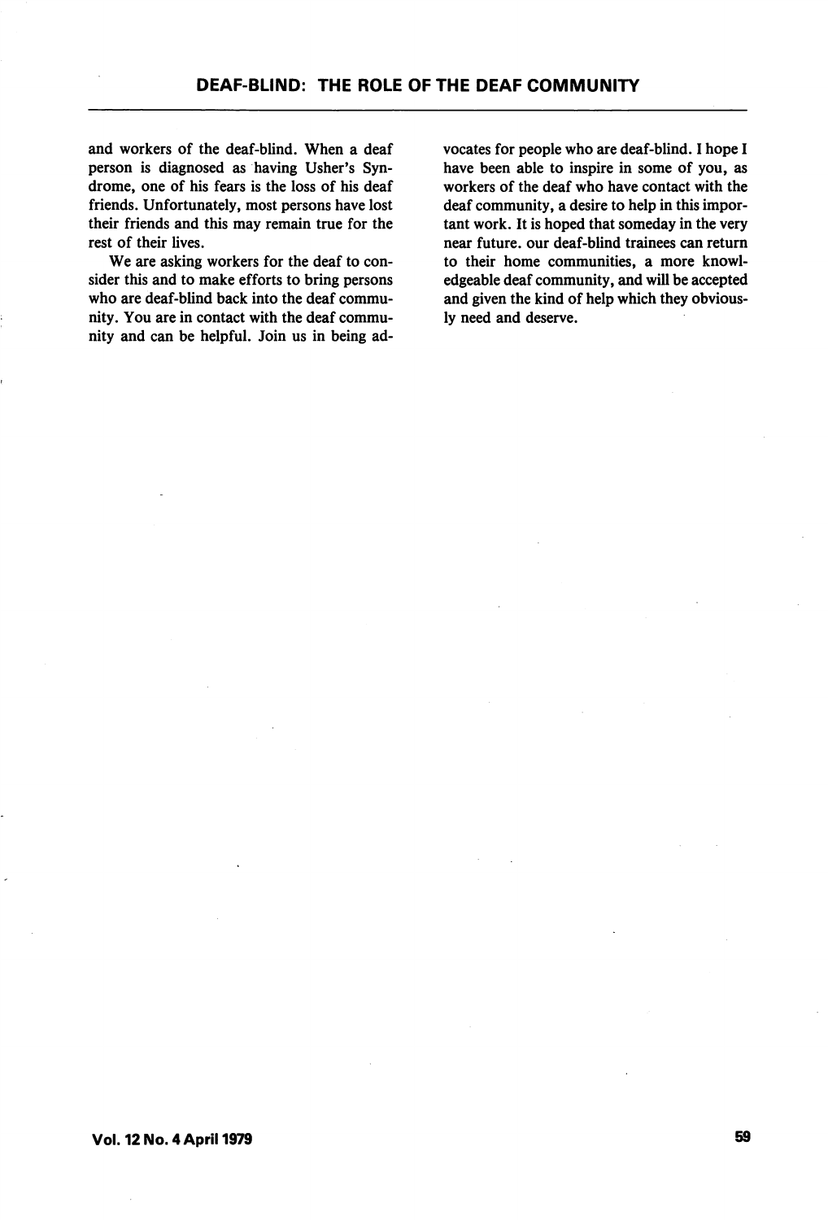and workers of the deaf-blind. When a deaf person is diagnosed as having Usher's Syndrome, one of his fears is the loss of his deaf friends. Unfortunately, most persons have lost their friends and this may remain true for the rest of their lives.

We are asking workers for the deaf to consider this and to make efforts to bring persons who are deaf-blind back into the deaf community. You are in contact with the deaf community and can be helpful. Join us in being advocates for people who are deaf-blind. I hope I have been able to inspire in some of you, as workers of the deaf who have contact with the deaf community, a desire to help in this important work. It is hoped that someday in the very near future. our deaf-blind trainees can return to their home communities, a more knowledgeable deaf community, and will be accepted and given the kind of help which they obviously need and deserve.